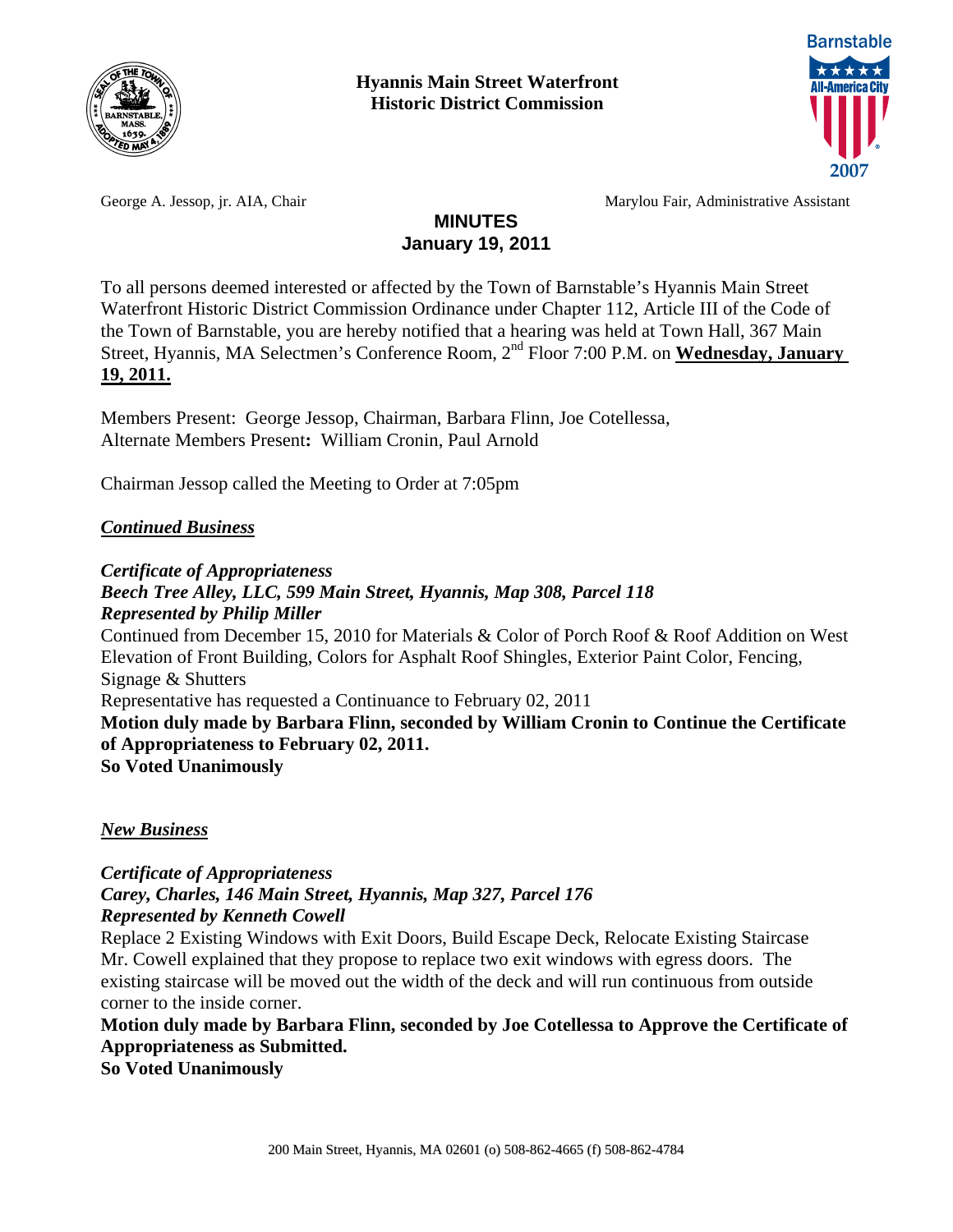**Hyannis Main Street Waterfront Historic District Commission**

George A. Jessop, jr. AIA, Chair

Marylou Fair, Administrative Assistant

# MINUTES
## January 19, 2011

To all persons deemed interested or affected by the Town of Barnstable's Hyannis Main Street Waterfront Historic District Commission Ordinance under Chapter 112, Article III of the Code of the Town of Barnstable, you are hereby notified that a hearing was held at Town Hall, 367 Main Street, Hyannis, MA Selectmen's Conference Room, 2nd Floor 7:00 P.M. on **Wednesday, January 19, 2011.**

Members Present: George Jessop, Chairman, Barbara Flinn, Joe Cotellessa,
Alternate Members Present**:** William Cronin, Paul Arnold

Chairman Jessop called the Meeting to Order at 7:05pm

***Continued Business***

***Certificate of Appropriateness***
***Beech Tree Alley, LLC, 599 Main Street, Hyannis, Map 308, Parcel 118***
***Represented by Philip Miller***

Continued from December 15, 2010 for Materials & Color of Porch Roof & Roof Addition on West Elevation of Front Building, Colors for Asphalt Roof Shingles, Exterior Paint Color, Fencing, Signage & Shutters

Representative has requested a Continuance to February 02, 2011

**Motion duly made by Barbara Flinn, seconded by William Cronin to Continue the Certificate of Appropriateness to February 02, 2011.**
**So Voted Unanimously**

***New Business***

***Certificate of Appropriateness***
***Carey, Charles, 146 Main Street, Hyannis, Map 327, Parcel 176***
***Represented by Kenneth Cowell***

Replace 2 Existing Windows with Exit Doors, Build Escape Deck, Relocate Existing Staircase
Mr. Cowell explained that they propose to replace two exit windows with egress doors. The existing staircase will be moved out the width of the deck and will run continuous from outside corner to the inside corner.

**Motion duly made by Barbara Flinn, seconded by Joe Cotellessa to Approve the Certificate of Appropriateness as Submitted.**
**So Voted Unanimously**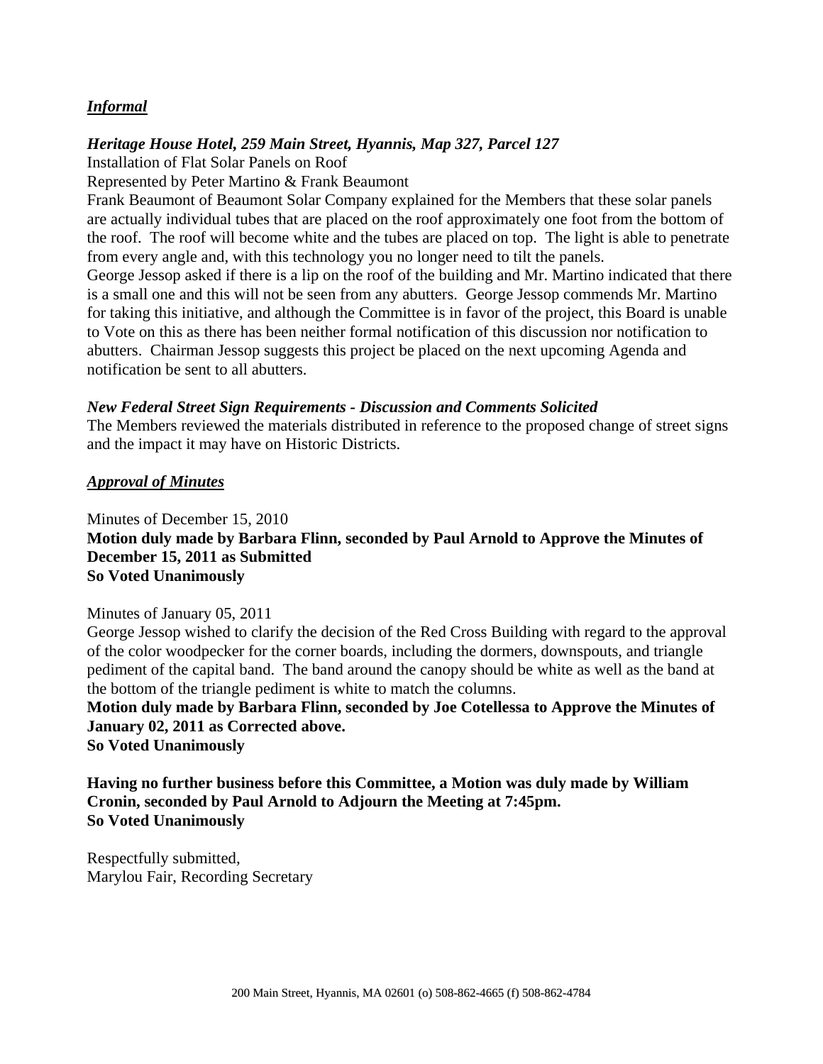***Informal***

***Heritage House Hotel, 259 Main Street, Hyannis, Map 327, Parcel 127***

Installation of Flat Solar Panels on Roof

Represented by Peter Martino & Frank Beaumont

Frank Beaumont of Beaumont Solar Company explained for the Members that these solar panels are actually individual tubes that are placed on the roof approximately one foot from the bottom of the roof. The roof will become white and the tubes are placed on top. The light is able to penetrate from every angle and, with this technology you no longer need to tilt the panels.

George Jessop asked if there is a lip on the roof of the building and Mr. Martino indicated that there is a small one and this will not be seen from any abutters. George Jessop commends Mr. Martino for taking this initiative, and although the Committee is in favor of the project, this Board is unable to Vote on this as there has been neither formal notification of this discussion nor notification to abutters. Chairman Jessop suggests this project be placed on the next upcoming Agenda and notification be sent to all abutters.

***New Federal Street Sign Requirements - Discussion and Comments Solicited***

The Members reviewed the materials distributed in reference to the proposed change of street signs and the impact it may have on Historic Districts.

***Approval of Minutes***

Minutes of December 15, 2010

**Motion duly made by Barbara Flinn, seconded by Paul Arnold to Approve the Minutes of December 15, 2011 as Submitted**

**So Voted Unanimously**

Minutes of January 05, 2011

George Jessop wished to clarify the decision of the Red Cross Building with regard to the approval of the color woodpecker for the corner boards, including the dormers, downspouts, and triangle pediment of the capital band. The band around the canopy should be white as well as the band at the bottom of the triangle pediment is white to match the columns.

**Motion duly made by Barbara Flinn, seconded by Joe Cotellessa to Approve the Minutes of January 02, 2011 as Corrected above.**

**So Voted Unanimously**

**Having no further business before this Committee, a Motion was duly made by William Cronin, seconded by Paul Arnold to Adjourn the Meeting at 7:45pm.**

**So Voted Unanimously**

Respectfully submitted,
Marylou Fair, Recording Secretary